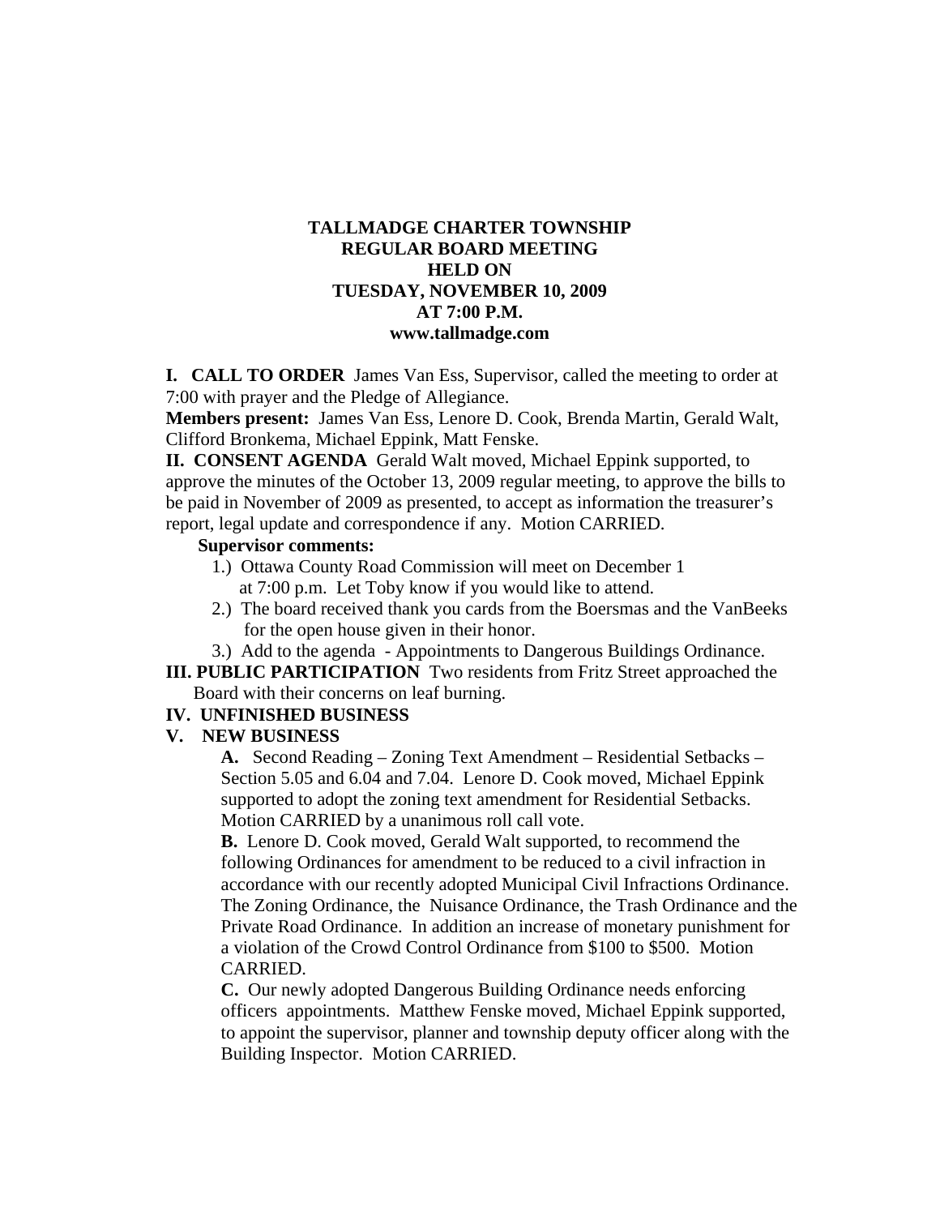**TALLMADGE CHARTER TOWNSHIP**
**REGULAR BOARD MEETING**
**HELD ON**
**TUESDAY, NOVEMBER 10, 2009**
**AT 7:00 P.M.**
**www.tallmadge.com**

**I. CALL TO ORDER** James Van Ess, Supervisor, called the meeting to order at 7:00 with prayer and the Pledge of Allegiance.

**Members present:** James Van Ess, Lenore D. Cook, Brenda Martin, Gerald Walt, Clifford Bronkema, Michael Eppink, Matt Fenske.

**II. CONSENT AGENDA** Gerald Walt moved, Michael Eppink supported, to approve the minutes of the October 13, 2009 regular meeting, to approve the bills to be paid in November of 2009 as presented, to accept as information the treasurer's report, legal update and correspondence if any. Motion CARRIED.

**Supervisor comments:**

1.) Ottawa County Road Commission will meet on December 1 at 7:00 p.m. Let Toby know if you would like to attend.
2.) The board received thank you cards from the Boersmas and the VanBeeks for the open house given in their honor.
3.) Add to the agenda - Appointments to Dangerous Buildings Ordinance.

**III. PUBLIC PARTICIPATION** Two residents from Fritz Street approached the Board with their concerns on leaf burning.

**IV. UNFINISHED BUSINESS**

**V. NEW BUSINESS**

**A.** Second Reading – Zoning Text Amendment – Residential Setbacks – Section 5.05 and 6.04 and 7.04. Lenore D. Cook moved, Michael Eppink supported to adopt the zoning text amendment for Residential Setbacks. Motion CARRIED by a unanimous roll call vote.

**B.** Lenore D. Cook moved, Gerald Walt supported, to recommend the following Ordinances for amendment to be reduced to a civil infraction in accordance with our recently adopted Municipal Civil Infractions Ordinance. The Zoning Ordinance, the Nuisance Ordinance, the Trash Ordinance and the Private Road Ordinance. In addition an increase of monetary punishment for a violation of the Crowd Control Ordinance from $100 to $500. Motion CARRIED.

**C.** Our newly adopted Dangerous Building Ordinance needs enforcing officers appointments. Matthew Fenske moved, Michael Eppink supported, to appoint the supervisor, planner and township deputy officer along with the Building Inspector. Motion CARRIED.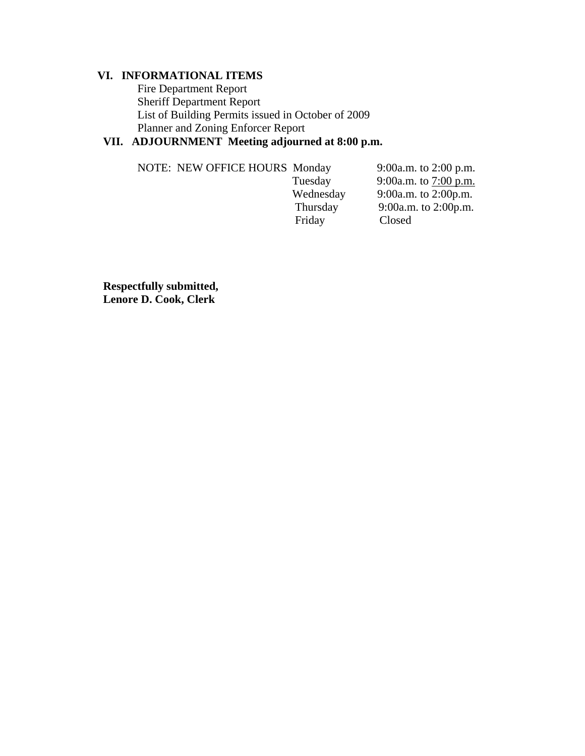## VI. INFORMATIONAL ITEMS

Fire Department Report
Sheriff Department Report
List of Building Permits issued in October of 2009
Planner and Zoning Enforcer Report

## VII. ADJOURNMENT Meeting adjourned at 8:00 p.m.

NOTE: NEW OFFICE HOURS

| | |
|---|---|
| Monday | 9:00a.m. to 2:00 p.m. |
| Tuesday | 9:00a.m. to <u>7:00 p.m.</u> |
| Wednesday | 9:00a.m. to 2:00p.m. |
| Thursday | 9:00a.m. to 2:00p.m. |
| Friday | Closed |

**Respectfully submitted,**
**Lenore D. Cook, Clerk**